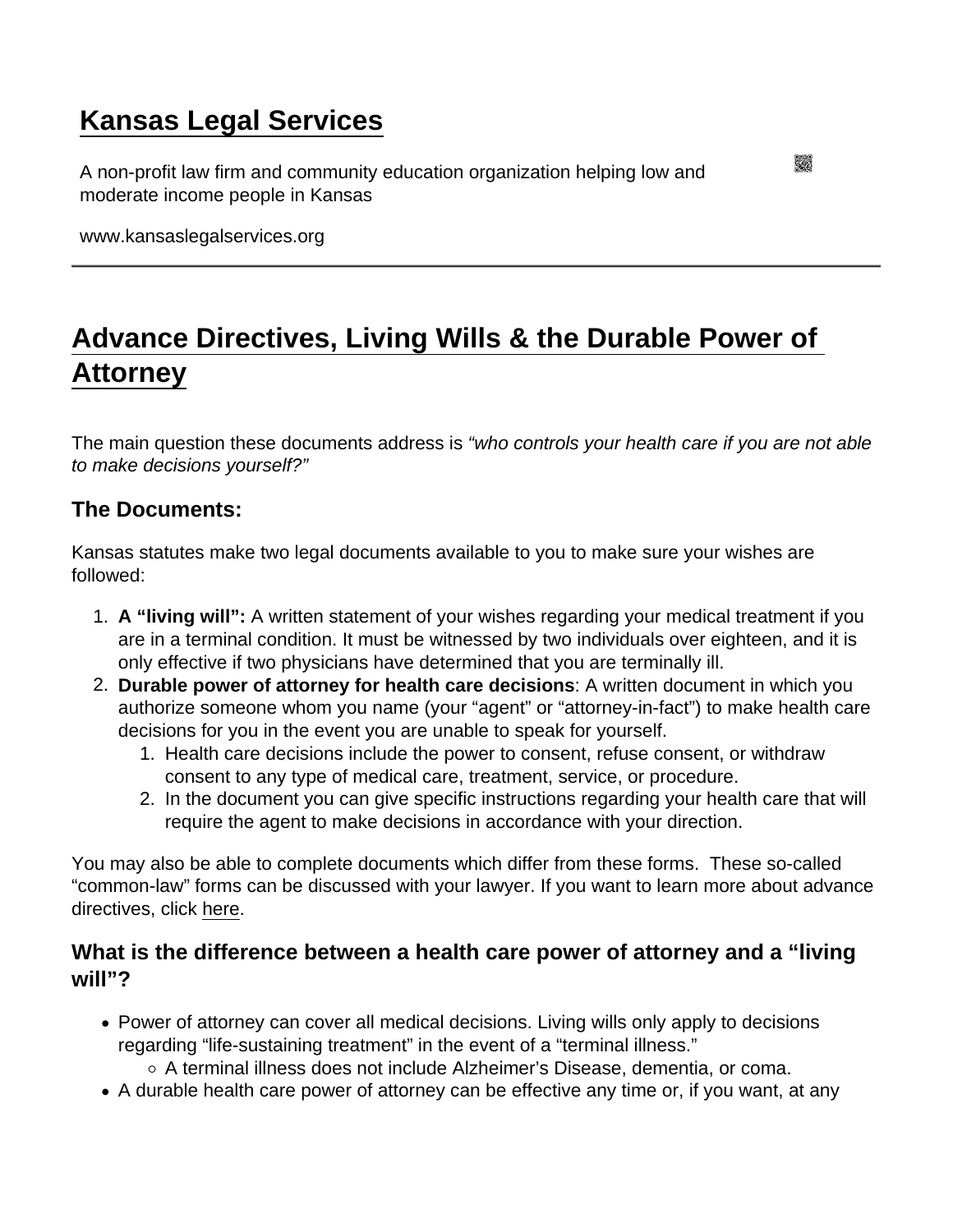# Kansas Legal Services

A non-profit law firm and community education organization helping low and moderate income people in Kansas

www.kansaslegalservices.org

## Advance Directives, Living Wills & the Durable Power of Attorney

The main question these documents address is *"who controls your health care if you are not able to make decisions yourself?"*

### The Documents:

Kansas statutes make two legal documents available to you to make sure your wishes are followed:

1. **A "living will":** A written statement of your wishes regarding your medical treatment if you are in a terminal condition. It must be witnessed by two individuals over eighteen, and it is only effective if two physicians have determined that you are terminally ill.
2. **Durable power of attorney for health care decisions**: A written document in which you authorize someone whom you name (your "agent" or "attorney-in-fact") to make health care decisions for you in the event you are unable to speak for yourself.
   1. Health care decisions include the power to consent, refuse consent, or withdraw consent to any type of medical care, treatment, service, or procedure.
   2. In the document you can give specific instructions regarding your health care that will require the agent to make decisions in accordance with your direction.

You may also be able to complete documents which differ from these forms. These so-called "common-law" forms can be discussed with your lawyer. If you want to learn more about advance directives, click here.

### What is the difference between a health care power of attorney and a "living will"?

- Power of attorney can cover all medical decisions. Living wills only apply to decisions regarding "life-sustaining treatment" in the event of a "terminal illness."
  - A terminal illness does not include Alzheimer's Disease, dementia, or coma.
- A durable health care power of attorney can be effective any time or, if you want, at any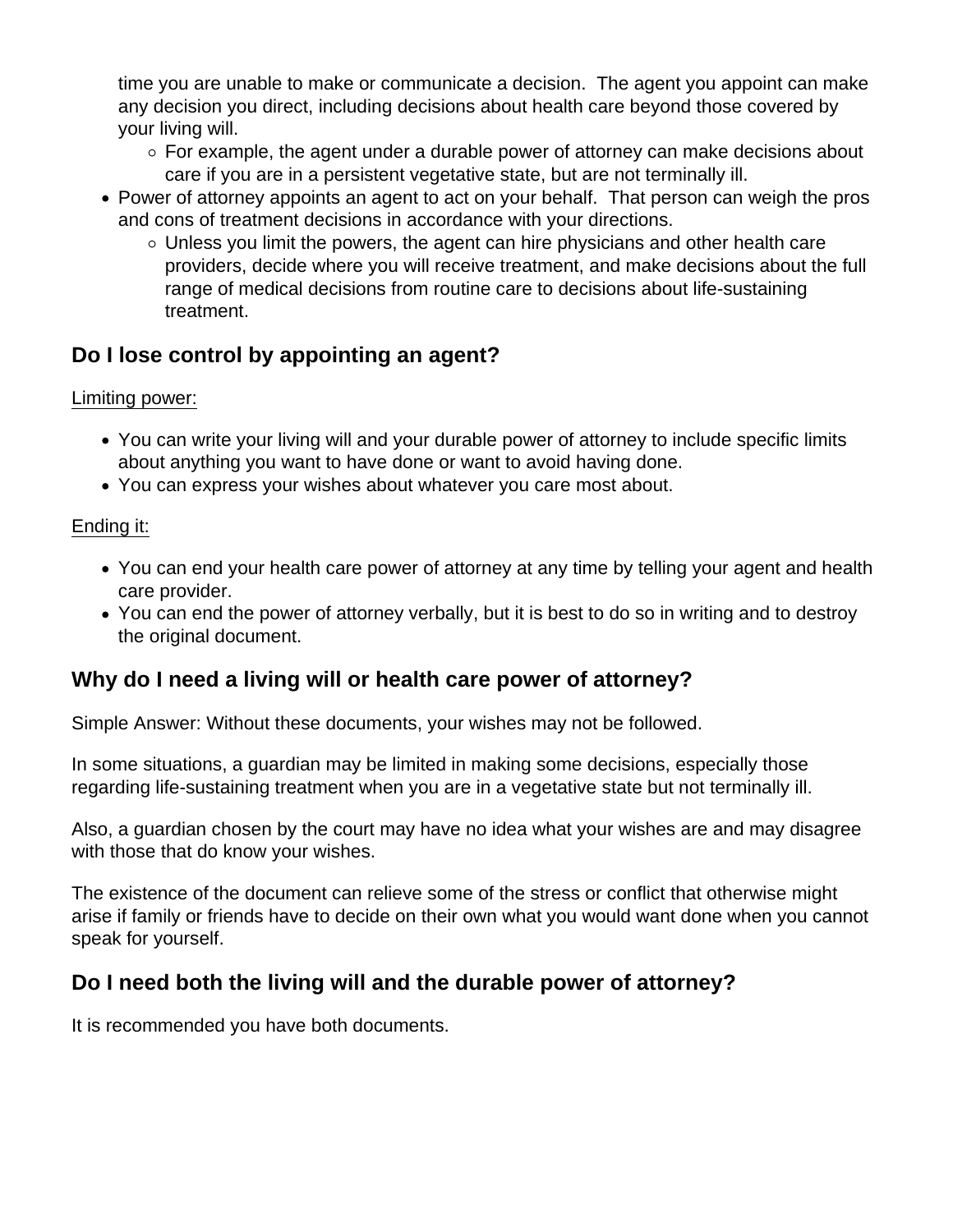time you are unable to make or communicate a decision.  The agent you appoint can make any decision you direct, including decisions about health care beyond those covered by your living will.
  - For example, the agent under a durable power of attorney can make decisions about care if you are in a persistent vegetative state, but are not terminally ill.
- Power of attorney appoints an agent to act on your behalf.  That person can weigh the pros and cons of treatment decisions in accordance with your directions.
  - Unless you limit the powers, the agent can hire physicians and other health care providers, decide where you will receive treatment, and make decisions about the full range of medical decisions from routine care to decisions about life-sustaining treatment.

## Do I lose control by appointing an agent?

<u>Limiting power:</u>

- You can write your living will and your durable power of attorney to include specific limits about anything you want to have done or want to avoid having done.
- You can express your wishes about whatever you care most about.

<u>Ending it:</u>

- You can end your health care power of attorney at any time by telling your agent and health care provider.
- You can end the power of attorney verbally, but it is best to do so in writing and to destroy the original document.

## Why do I need a living will or health care power of attorney?

Simple Answer: Without these documents, your wishes may not be followed.

In some situations, a guardian may be limited in making some decisions, especially those regarding life-sustaining treatment when you are in a vegetative state but not terminally ill.

Also, a guardian chosen by the court may have no idea what your wishes are and may disagree with those that do know your wishes.

The existence of the document can relieve some of the stress or conflict that otherwise might arise if family or friends have to decide on their own what you would want done when you cannot speak for yourself.

## Do I need both the living will and the durable power of attorney?

It is recommended you have both documents.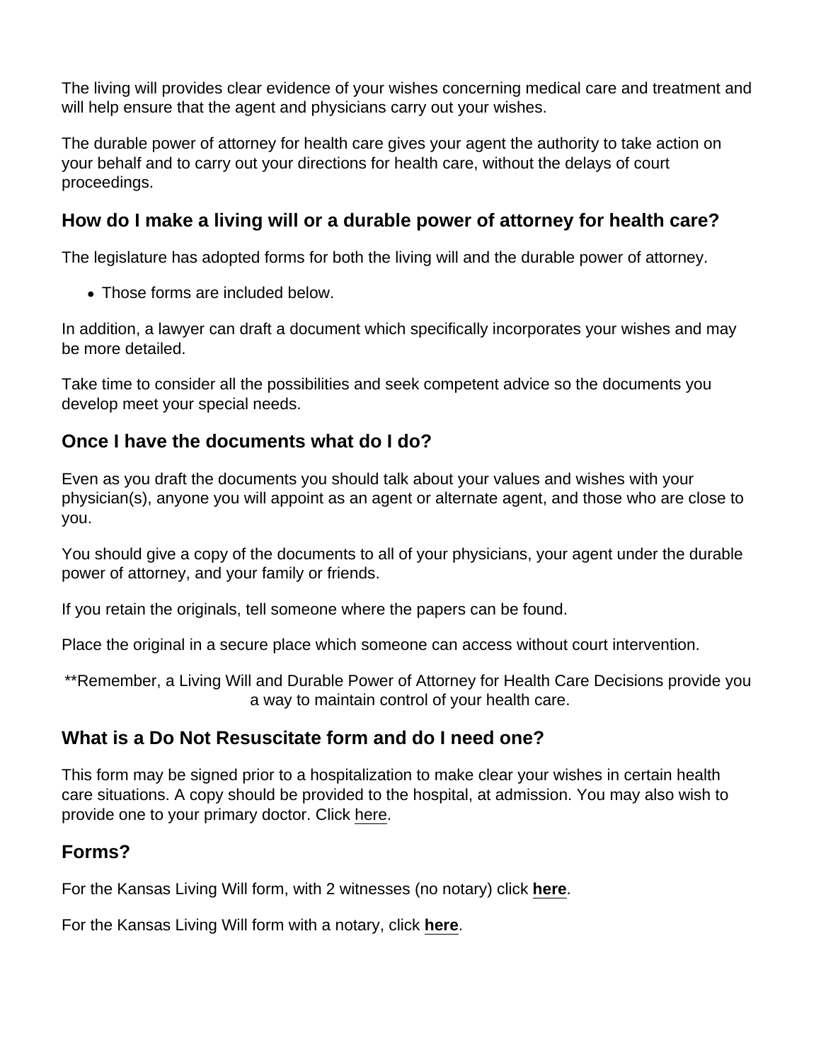The living will provides clear evidence of your wishes concerning medical care and treatment and will help ensure that the agent and physicians carry out your wishes.

The durable power of attorney for health care gives your agent the authority to take action on your behalf and to carry out your directions for health care, without the delays of court proceedings.

## How do I make a living will or a durable power of attorney for health care?

The legislature has adopted forms for both the living will and the durable power of attorney.

- Those forms are included below.

In addition, a lawyer can draft a document which specifically incorporates your wishes and may be more detailed.

Take time to consider all the possibilities and seek competent advice so the documents you develop meet your special needs.

## Once I have the documents what do I do?

Even as you draft the documents you should talk about your values and wishes with your physician(s), anyone you will appoint as an agent or alternate agent, and those who are close to you.

You should give a copy of the documents to all of your physicians, your agent under the durable power of attorney, and your family or friends.

If you retain the originals, tell someone where the papers can be found.

Place the original in a secure place which someone can access without court intervention.

**Remember, a Living Will and Durable Power of Attorney for Health Care Decisions provide you a way to maintain control of your health care.

## What is a Do Not Resuscitate form and do I need one?

This form may be signed prior to a hospitalization to make clear your wishes in certain health care situations. A copy should be provided to the hospital, at admission. You may also wish to provide one to your primary doctor. Click here.

## Forms?

For the Kansas Living Will form, with 2 witnesses (no notary) click **here**.

For the Kansas Living Will form with a notary, click **here**.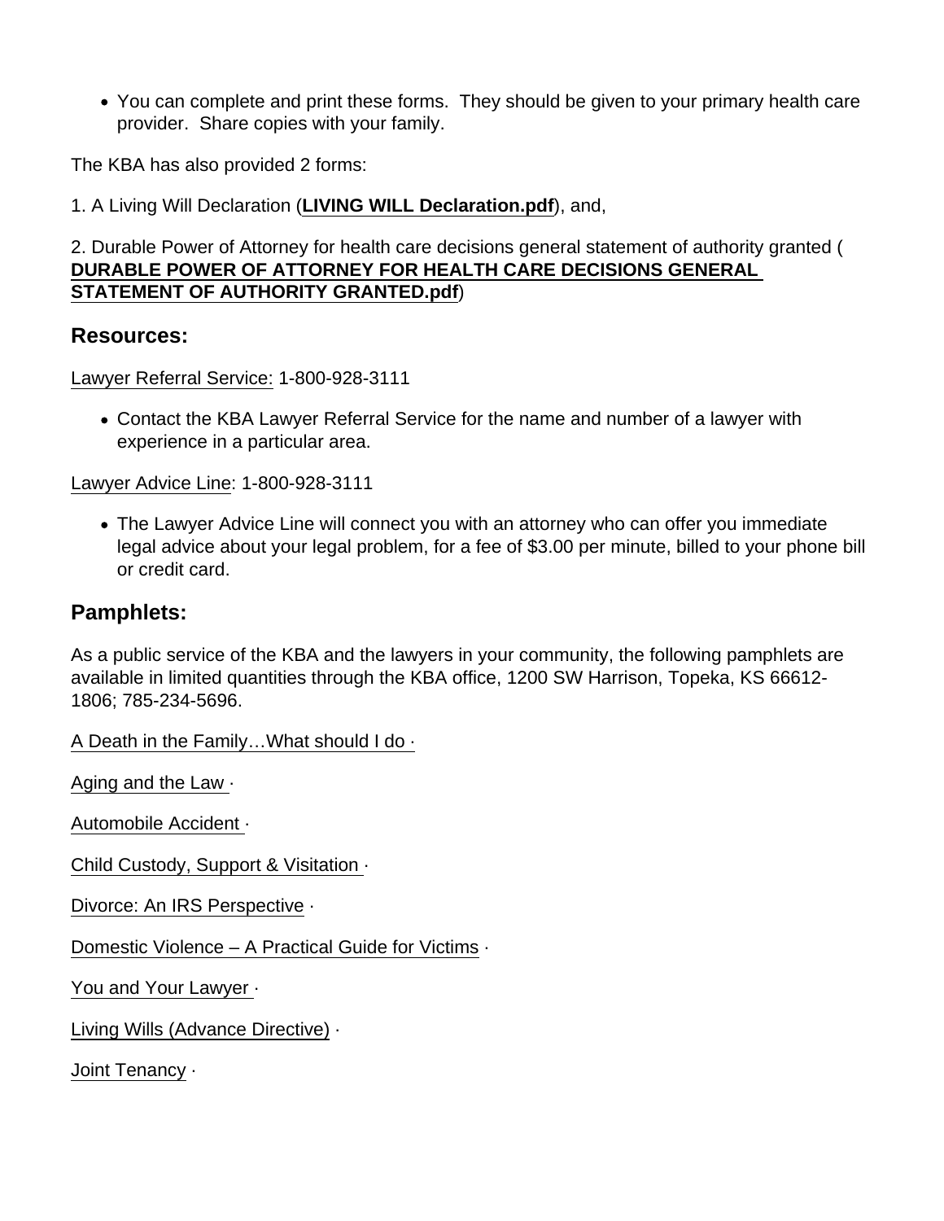- You can complete and print these forms. They should be given to your primary health care provider. Share copies with your family.

The KBA has also provided 2 forms:

1. A Living Will Declaration (**LIVING WILL Declaration.pdf**), and,

2. Durable Power of Attorney for health care decisions general statement of authority granted (**DURABLE POWER OF ATTORNEY FOR HEALTH CARE DECISIONS GENERAL STATEMENT OF AUTHORITY GRANTED.pdf**)

## Resources:

Lawyer Referral Service: 1-800-928-3111

- Contact the KBA Lawyer Referral Service for the name and number of a lawyer with experience in a particular area.

Lawyer Advice Line: 1-800-928-3111

- The Lawyer Advice Line will connect you with an attorney who can offer you immediate legal advice about your legal problem, for a fee of $3.00 per minute, billed to your phone bill or credit card.

## Pamphlets:

As a public service of the KBA and the lawyers in your community, the following pamphlets are available in limited quantities through the KBA office, 1200 SW Harrison, Topeka, KS 66612-1806; 785-234-5696.

A Death in the Family…What should I do ·

Aging and the Law ·

Automobile Accident ·

Child Custody, Support & Visitation ·

Divorce: An IRS Perspective ·

Domestic Violence – A Practical Guide for Victims ·

You and Your Lawyer ·

Living Wills (Advance Directive) ·

Joint Tenancy ·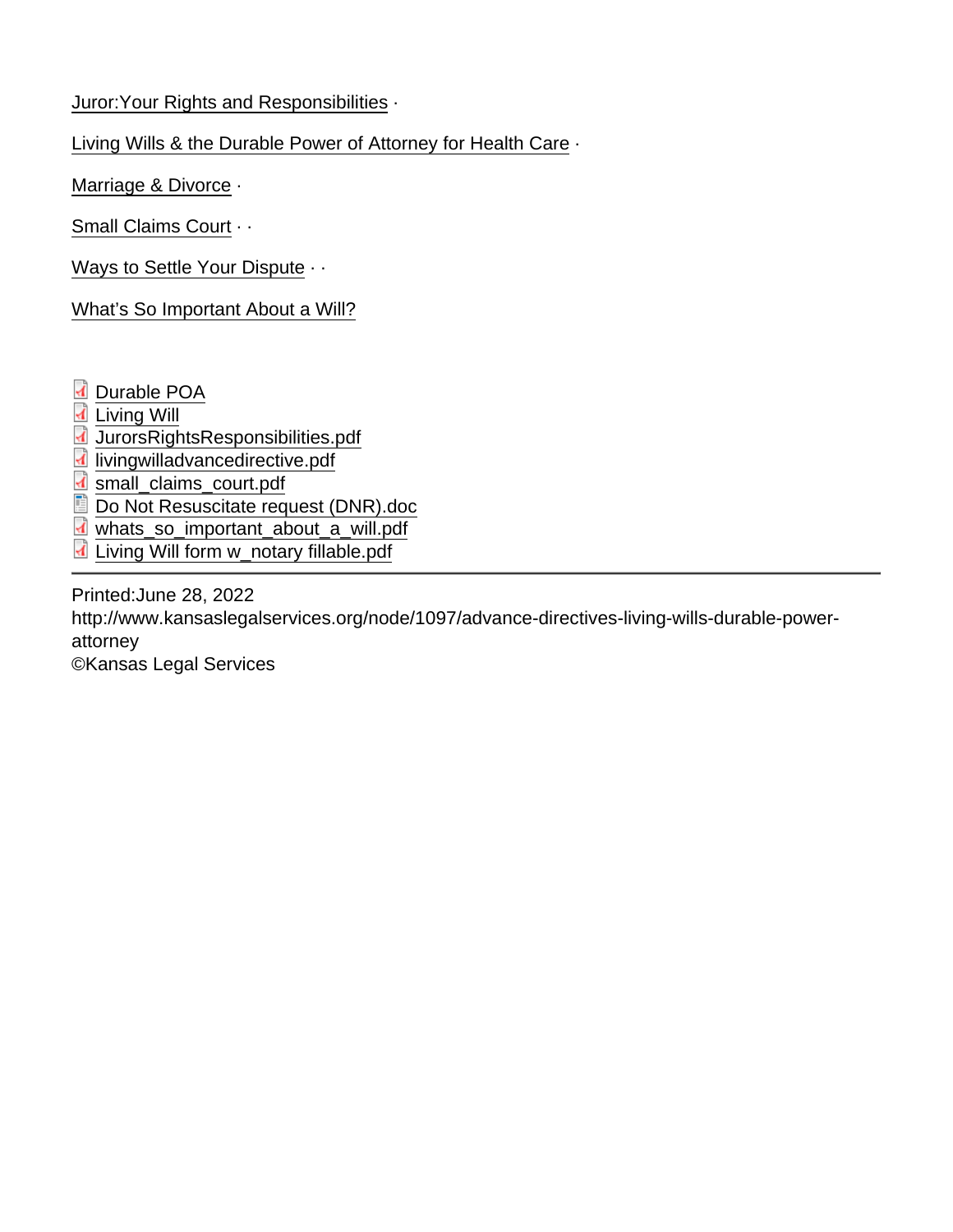Juror:Your Rights and Responsibilities ·

Living Wills & the Durable Power of Attorney for Health Care ·

Marriage & Divorce ·

Small Claims Court · ·

Ways to Settle Your Dispute · ·

What's So Important About a Will?

- Durable POA
- Living Will
- JurorsRightsResponsibilities.pdf
- livingwilladvancedirective.pdf
- small_claims_court.pdf
- Do Not Resuscitate request (DNR).doc
- whats_so_important_about_a_will.pdf
- Living Will form w_notary fillable.pdf

---

Printed:June 28, 2022

http://www.kansaslegalservices.org/node/1097/advance-directives-living-wills-durable-power-attorney

©Kansas Legal Services